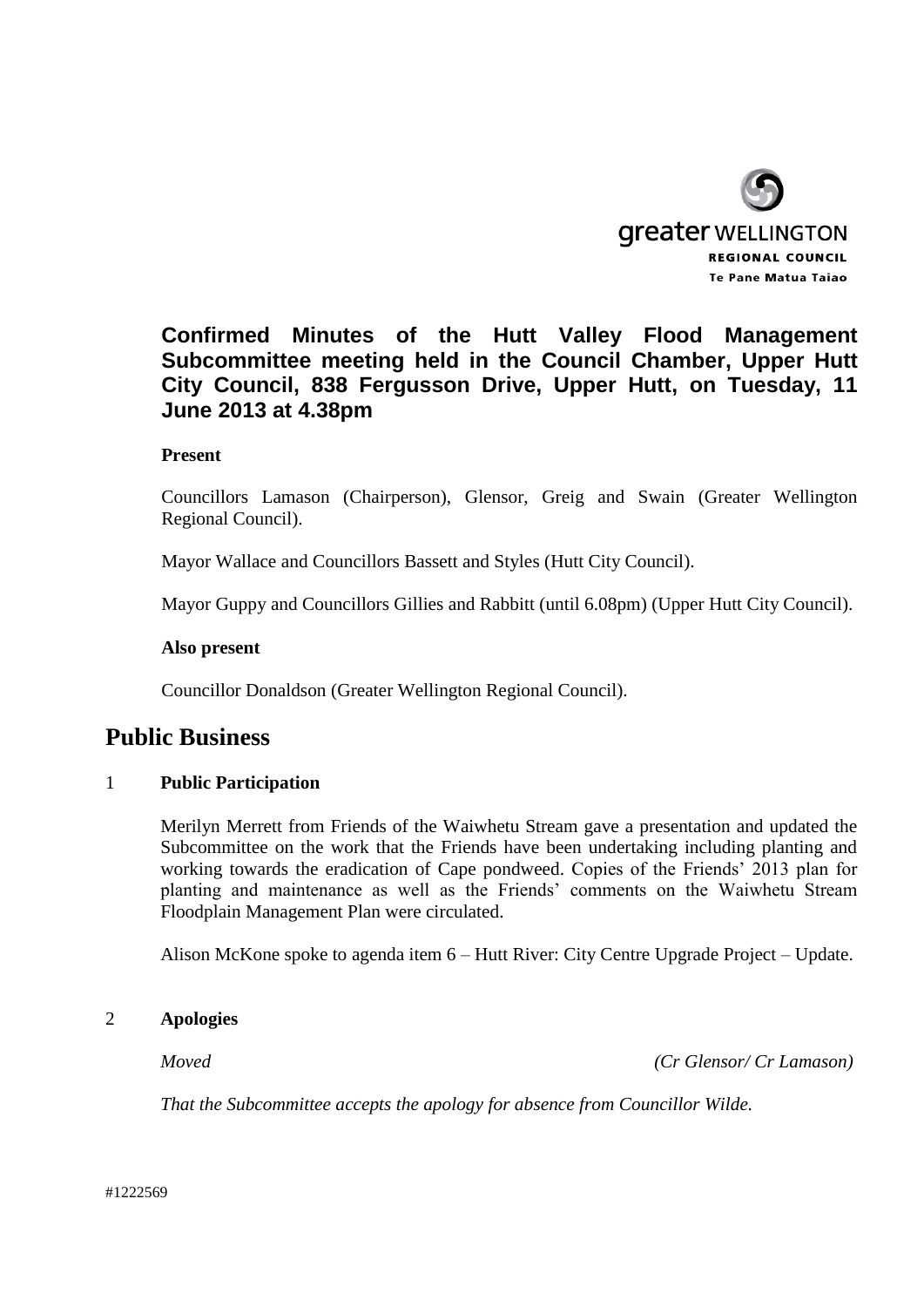greater WELLINGTON
REGIONAL COUNCIL
Te Pane Matua Taiao

**Confirmed Minutes of the Hutt Valley Flood Management Subcommittee meeting held in the Council Chamber, Upper Hutt City Council, 838 Fergusson Drive, Upper Hutt, on Tuesday, 11 June 2013 at 4.38pm**

**Present**

Councillors Lamason (Chairperson), Glensor, Greig and Swain (Greater Wellington Regional Council).

Mayor Wallace and Councillors Bassett and Styles (Hutt City Council).

Mayor Guppy and Councillors Gillies and Rabbitt (until 6.08pm) (Upper Hutt City Council).

**Also present**

Councillor Donaldson (Greater Wellington Regional Council).

# Public Business

1 **Public Participation**

Merilyn Merrett from Friends of the Waiwhetu Stream gave a presentation and updated the Subcommittee on the work that the Friends have been undertaking including planting and working towards the eradication of Cape pondweed. Copies of the Friends' 2013 plan for planting and maintenance as well as the Friends' comments on the Waiwhetu Stream Floodplain Management Plan were circulated.

Alison McKone spoke to agenda item 6 – Hutt River: City Centre Upgrade Project – Update.

2 **Apologies**

*Moved* *(Cr Glensor/ Cr Lamason)*

*That the Subcommittee accepts the apology for absence from Councillor Wilde.*

#1222569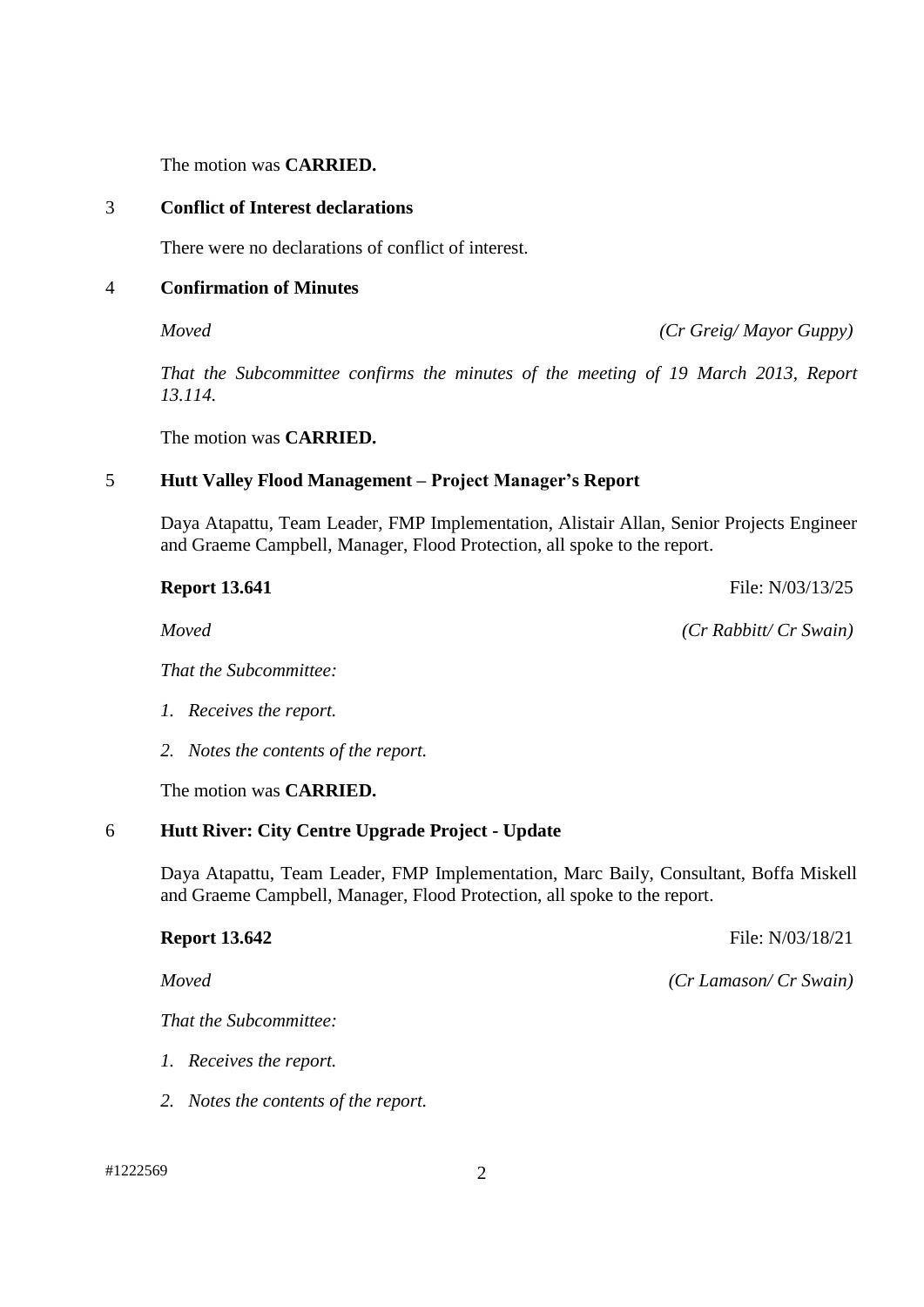The motion was **CARRIED.**

## 3 Conflict of Interest declarations

There were no declarations of conflict of interest.

## 4 Confirmation of Minutes

*Moved* *(Cr Greig/ Mayor Guppy)*

*That the Subcommittee confirms the minutes of the meeting of 19 March 2013, Report 13.114.*

The motion was **CARRIED.**

## 5 Hutt Valley Flood Management – Project Manager's Report

Daya Atapattu, Team Leader, FMP Implementation, Alistair Allan, Senior Projects Engineer and Graeme Campbell, Manager, Flood Protection, all spoke to the report.

**Report 13.641** File: N/03/13/25

*Moved* *(Cr Rabbitt/ Cr Swain)*

*That the Subcommittee:*

1. *Receives the report.*
2. *Notes the contents of the report.*

The motion was **CARRIED.**

## 6 Hutt River: City Centre Upgrade Project - Update

Daya Atapattu, Team Leader, FMP Implementation, Marc Baily, Consultant, Boffa Miskell and Graeme Campbell, Manager, Flood Protection, all spoke to the report.

**Report 13.642** File: N/03/18/21

*Moved* *(Cr Lamason/ Cr Swain)*

*That the Subcommittee:*

1. *Receives the report.*
2. *Notes the contents of the report.*

#1222569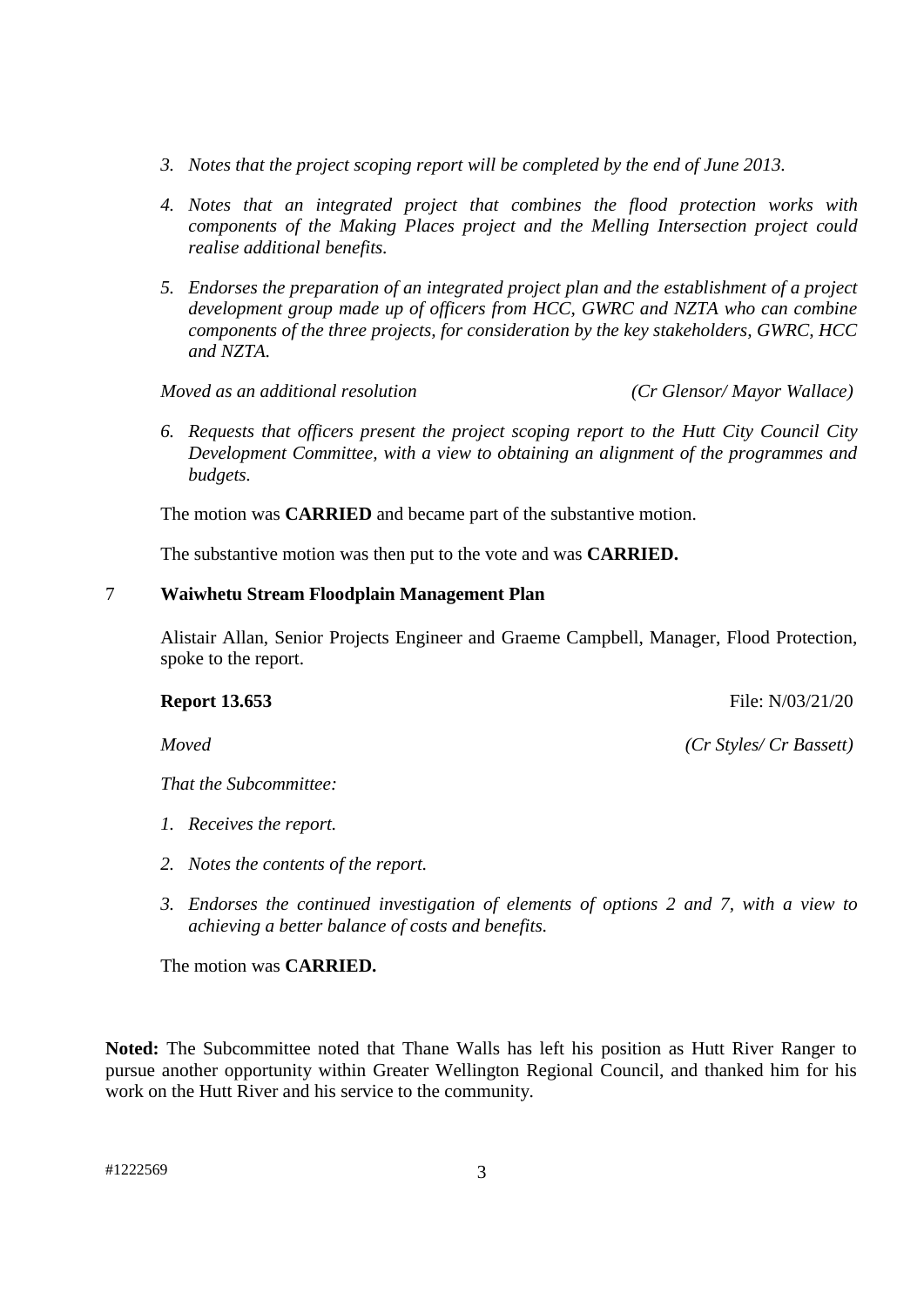3. *Notes that the project scoping report will be completed by the end of June 2013.*

4. *Notes that an integrated project that combines the flood protection works with components of the Making Places project and the Melling Intersection project could realise additional benefits.*

5. *Endorses the preparation of an integrated project plan and the establishment of a project development group made up of officers from HCC, GWRC and NZTA who can combine components of the three projects, for consideration by the key stakeholders, GWRC, HCC and NZTA.*

*Moved as an additional resolution* *(Cr Glensor/ Mayor Wallace)*

6. *Requests that officers present the project scoping report to the Hutt City Council City Development Committee, with a view to obtaining an alignment of the programmes and budgets.*

The motion was **CARRIED** and became part of the substantive motion.

The substantive motion was then put to the vote and was **CARRIED.**

## 7 Waiwhetu Stream Floodplain Management Plan

Alistair Allan, Senior Projects Engineer and Graeme Campbell, Manager, Flood Protection, spoke to the report.

**Report 13.653** File: N/03/21/20

*Moved* *(Cr Styles/ Cr Bassett)*

*That the Subcommittee:*

1. *Receives the report.*

2. *Notes the contents of the report.*

3. *Endorses the continued investigation of elements of options 2 and 7, with a view to achieving a better balance of costs and benefits.*

The motion was **CARRIED.**

**Noted:** The Subcommittee noted that Thane Walls has left his position as Hutt River Ranger to pursue another opportunity within Greater Wellington Regional Council, and thanked him for his work on the Hutt River and his service to the community.

#1222569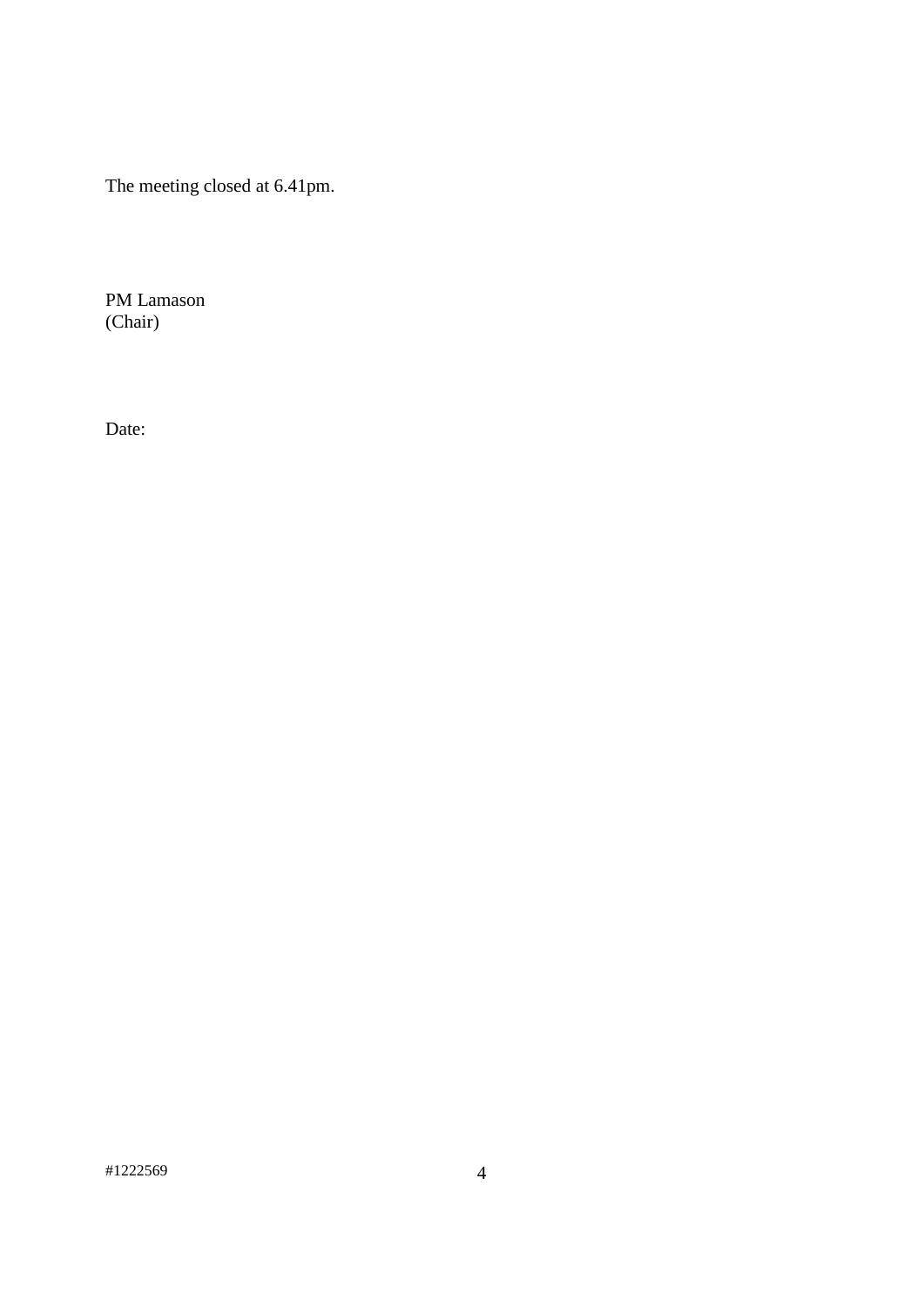The meeting closed at 6.41pm.

PM Lamason
(Chair)

Date:

#1222569